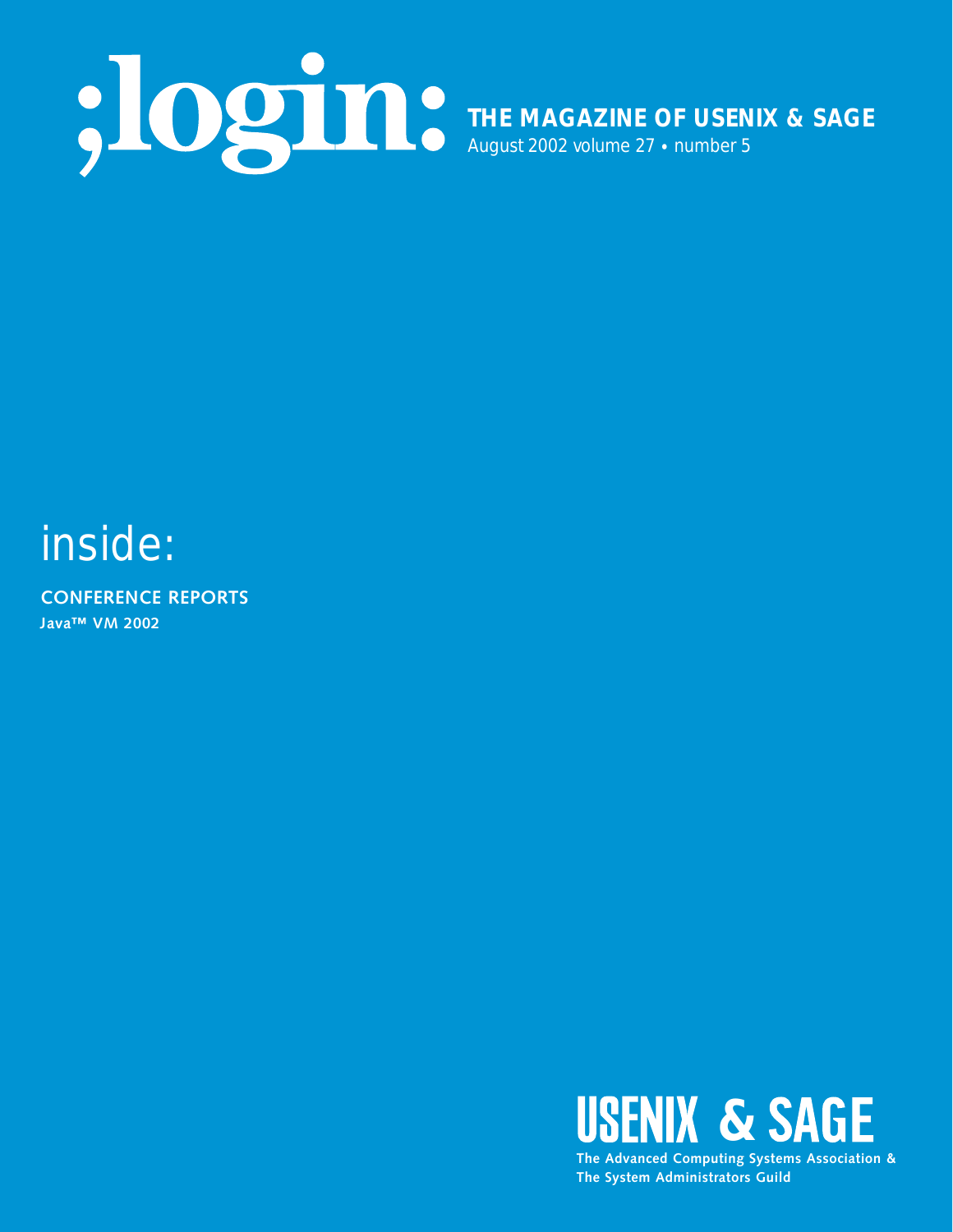# ;login:

**THE MAGAZINE OF USENIX & SAGE**

August 2002 volume 27 • number 5

## inside:

**CONFERENCE REPORTS**

**Java™ VM 2002**

**USENIX & SAGE**

**The Advanced Computing Systems Association &**
**The System Administrators Guild**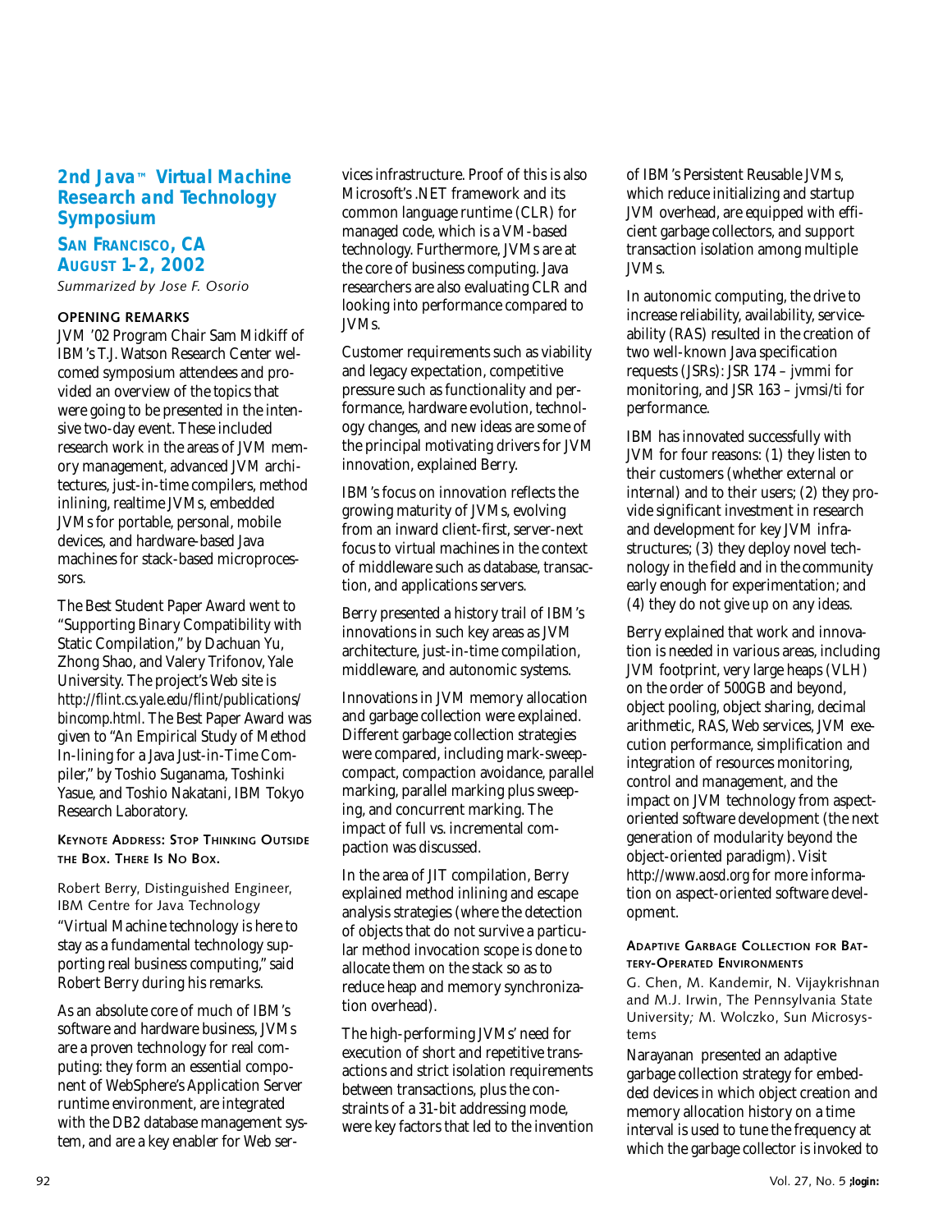## 2nd Java™ Virtual Machine Research and Technology Symposium

### San Francisco, CA
### August 1–2, 2002

*Summarized by Jose F. Osorio*

#### OPENING REMARKS

JVM '02 Program Chair Sam Midkiff of IBM's T.J. Watson Research Center welcomed symposium attendees and provided an overview of the topics that were going to be presented in the intensive two-day event. These included research work in the areas of JVM memory management, advanced JVM architectures, just-in-time compilers, method inlining, realtime JVMs, embedded JVMs for portable, personal, mobile devices, and hardware-based Java machines for stack-based microprocessors.

The Best Student Paper Award went to "Supporting Binary Compatibility with Static Compilation," by Dachuan Yu, Zhong Shao, and Valery Trifonov, Yale University. The project's Web site is *http://flint.cs.yale.edu/flint/publications/bincomp.html*. The Best Paper Award was given to "An Empirical Study of Method In-lining for a Java Just-in-Time Compiler," by Toshio Suganama, Toshinki Yasue, and Toshio Nakatani, IBM Tokyo Research Laboratory.

#### KEYNOTE ADDRESS: STOP THINKING OUTSIDE THE BOX. THERE IS NO BOX.

Robert Berry, Distinguished Engineer, IBM Centre for Java Technology

"Virtual Machine technology is here to stay as a fundamental technology supporting real business computing," said Robert Berry during his remarks.

As an absolute core of much of IBM's software and hardware business, JVMs are a proven technology for real computing: they form an essential component of WebSphere's Application Server runtime environment, are integrated with the DB2 database management system, and are a key enabler for Web services infrastructure. Proof of this is also Microsoft's .NET framework and its common language runtime (CLR) for managed code, which is a VM-based technology. Furthermore, JVMs are at the core of business computing. Java researchers are also evaluating CLR and looking into performance compared to JVMs.

Customer requirements such as viability and legacy expectation, competitive pressure such as functionality and performance, hardware evolution, technology changes, and new ideas are some of the principal motivating drivers for JVM innovation, explained Berry.

IBM's focus on innovation reflects the growing maturity of JVMs, evolving from an inward client-first, server-next focus to virtual machines in the context of middleware such as database, transaction, and applications servers.

Berry presented a history trail of IBM's innovations in such key areas as JVM architecture, just-in-time compilation, middleware, and autonomic systems.

Innovations in JVM memory allocation and garbage collection were explained. Different garbage collection strategies were compared, including mark-sweep-compact, compaction avoidance, parallel marking, parallel marking plus sweeping, and concurrent marking. The impact of full vs. incremental compaction was discussed.

In the area of JIT compilation, Berry explained method inlining and escape analysis strategies (where the detection of objects that do not survive a particular method invocation scope is done to allocate them on the stack so as to reduce heap and memory synchronization overhead).

The high-performing JVMs' need for execution of short and repetitive transactions and strict isolation requirements between transactions, plus the constraints of a 31-bit addressing mode, were key factors that led to the invention of IBM's Persistent Reusable JVMs, which reduce initializing and startup JVM overhead, are equipped with efficient garbage collectors, and support transaction isolation among multiple JVMs.

In autonomic computing, the drive to increase reliability, availability, serviceability (RAS) resulted in the creation of two well-known Java specification requests (JSRs): JSR 174 – jvmmi for monitoring, and JSR 163 – jvmsi/ti for performance.

IBM has innovated successfully with JVM for four reasons: (1) they listen to their customers (whether external or internal) and to their users; (2) they provide significant investment in research and development for key JVM infrastructures; (3) they deploy novel technology in the field and in the community early enough for experimentation; and (4) they do not give up on any ideas.

Berry explained that work and innovation is needed in various areas, including JVM footprint, very large heaps (VLH) on the order of 500GB and beyond, object pooling, object sharing, decimal arithmetic, RAS, Web services, JVM execution performance, simplification and integration of resources monitoring, control and management, and the impact on JVM technology from aspect-oriented software development (the next generation of modularity beyond the object-oriented paradigm). Visit *http://www.aosd.org* for more information on aspect-oriented software development.

#### ADAPTIVE GARBAGE COLLECTION FOR BATTERY-OPERATED ENVIRONMENTS

G. Chen, M. Kandemir, N. Vijaykrishnan and M.J. Irwin, The Pennsylvania State University; M. Wolczko, Sun Microsystems

Narayanan presented an adaptive garbage collection strategy for embedded devices in which object creation and memory allocation history on a time interval is used to tune the frequency at which the garbage collector is invoked to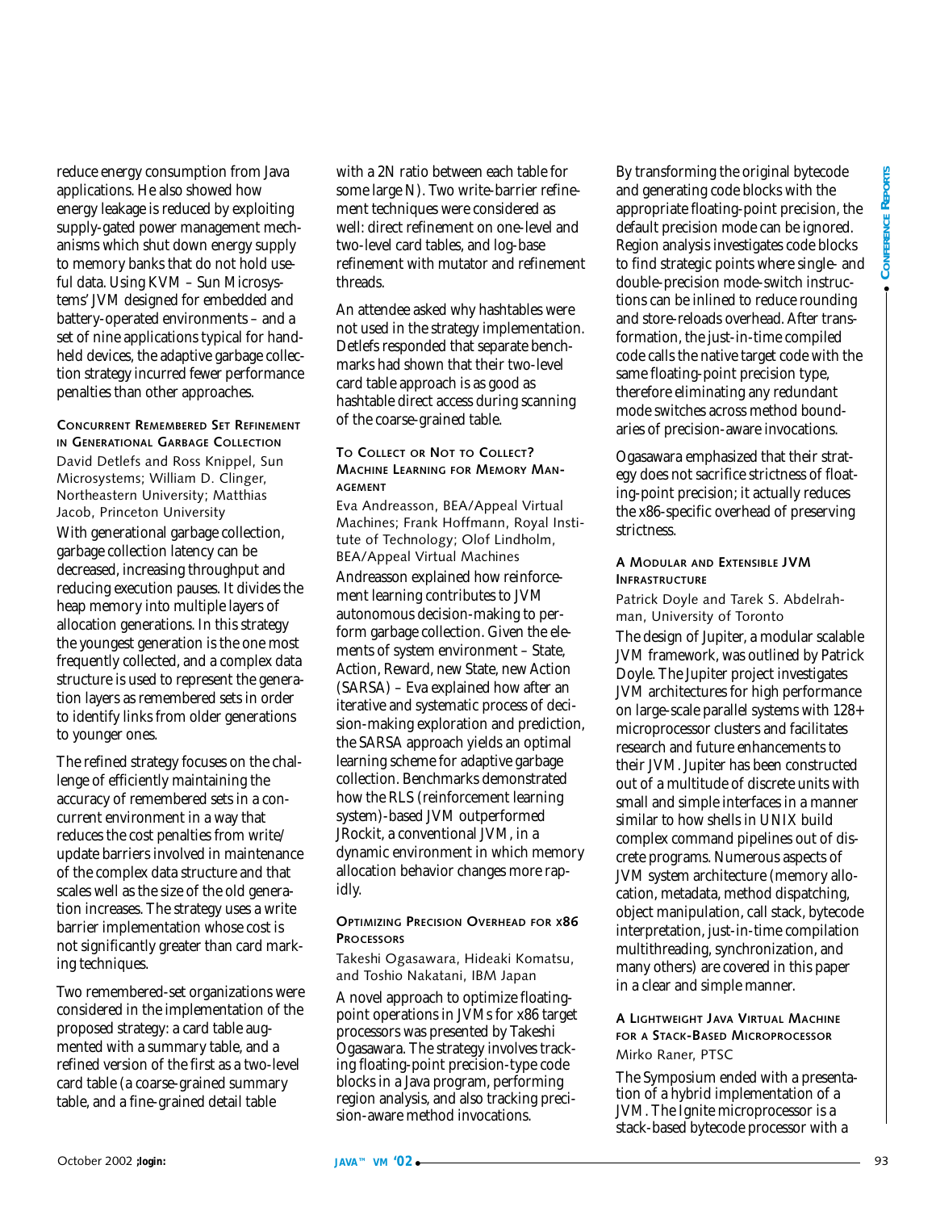reduce energy consumption from Java applications. He also showed how energy leakage is reduced by exploiting supply-gated power management mechanisms which shut down energy supply to memory banks that do not hold useful data. Using KVM – Sun Microsystems' JVM designed for embedded and battery-operated environments – and a set of nine applications typical for handheld devices, the adaptive garbage collection strategy incurred fewer performance penalties than other approaches.

### Concurrent Remembered Set Refinement in Generational Garbage Collection

David Detlefs and Ross Knippel, Sun Microsystems; William D. Clinger, Northeastern University; Matthias Jacob, Princeton University

With generational garbage collection, garbage collection latency can be decreased, increasing throughput and reducing execution pauses. It divides the heap memory into multiple layers of allocation generations. In this strategy the youngest generation is the one most frequently collected, and a complex data structure is used to represent the generation layers as remembered sets in order to identify links from older generations to younger ones.

The refined strategy focuses on the challenge of efficiently maintaining the accuracy of remembered sets in a concurrent environment in a way that reduces the cost penalties from write/update barriers involved in maintenance of the complex data structure and that scales well as the size of the old generation increases. The strategy uses a write barrier implementation whose cost is not significantly greater than card marking techniques.

Two remembered-set organizations were considered in the implementation of the proposed strategy: a card table augmented with a summary table, and a refined version of the first as a two-level card table (a coarse-grained summary table, and a fine-grained detail table with a 2N ratio between each table for some large N). Two write-barrier refinement techniques were considered as well: direct refinement on one-level and two-level card tables, and log-base refinement with mutator and refinement threads.

An attendee asked why hashtables were not used in the strategy implementation. Detlefs responded that separate benchmarks had shown that their two-level card table approach is as good as hashtable direct access during scanning of the coarse-grained table.

### To Collect or Not to Collect? Machine Learning for Memory Management

Eva Andreasson, BEA/Appeal Virtual Machines; Frank Hoffmann, Royal Institute of Technology; Olof Lindholm, BEA/Appeal Virtual Machines

Andreasson explained how reinforcement learning contributes to JVM autonomous decision-making to perform garbage collection. Given the elements of system environment – State, Action, Reward, new State, new Action (SARSA) – Eva explained how after an iterative and systematic process of decision-making exploration and prediction, the SARSA approach yields an optimal learning scheme for adaptive garbage collection. Benchmarks demonstrated how the RLS (reinforcement learning system)-based JVM outperformed JRockit, a conventional JVM, in a dynamic environment in which memory allocation behavior changes more rapidly.

### Optimizing Precision Overhead for x86 Processors

Takeshi Ogasawara, Hideaki Komatsu, and Toshio Nakatani, IBM Japan

A novel approach to optimize floating-point operations in JVMs for x86 target processors was presented by Takeshi Ogasawara. The strategy involves tracking floating-point precision-type code blocks in a Java program, performing region analysis, and also tracking precision-aware method invocations.

By transforming the original bytecode and generating code blocks with the appropriate floating-point precision, the default precision mode can be ignored. Region analysis investigates code blocks to find strategic points where single- and double-precision mode-switch instructions can be inlined to reduce rounding and store-reloads overhead. After transformation, the just-in-time compiled code calls the native target code with the same floating-point precision type, therefore eliminating any redundant mode switches across method boundaries of precision-aware invocations.

Ogasawara emphasized that their strategy does not sacrifice strictness of floating-point precision; it actually reduces the x86-specific overhead of preserving strictness.

### A Modular and Extensible JVM Infrastructure

Patrick Doyle and Tarek S. Abdelrahman, University of Toronto

The design of Jupiter, a modular scalable JVM framework, was outlined by Patrick Doyle. The Jupiter project investigates JVM architectures for high performance on large-scale parallel systems with 128+ microprocessor clusters and facilitates research and future enhancements to their JVM. Jupiter has been constructed out of a multitude of discrete units with small and simple interfaces in a manner similar to how shells in UNIX build complex command pipelines out of discrete programs. Numerous aspects of JVM system architecture (memory allocation, metadata, method dispatching, object manipulation, call stack, bytecode interpretation, just-in-time compilation multithreading, synchronization, and many others) are covered in this paper in a clear and simple manner.

### A Lightweight Java Virtual Machine for a Stack-Based Microprocessor

Mirko Raner, PTSC

The Symposium ended with a presentation of a hybrid implementation of a JVM. The Ignite microprocessor is a stack-based bytecode processor with a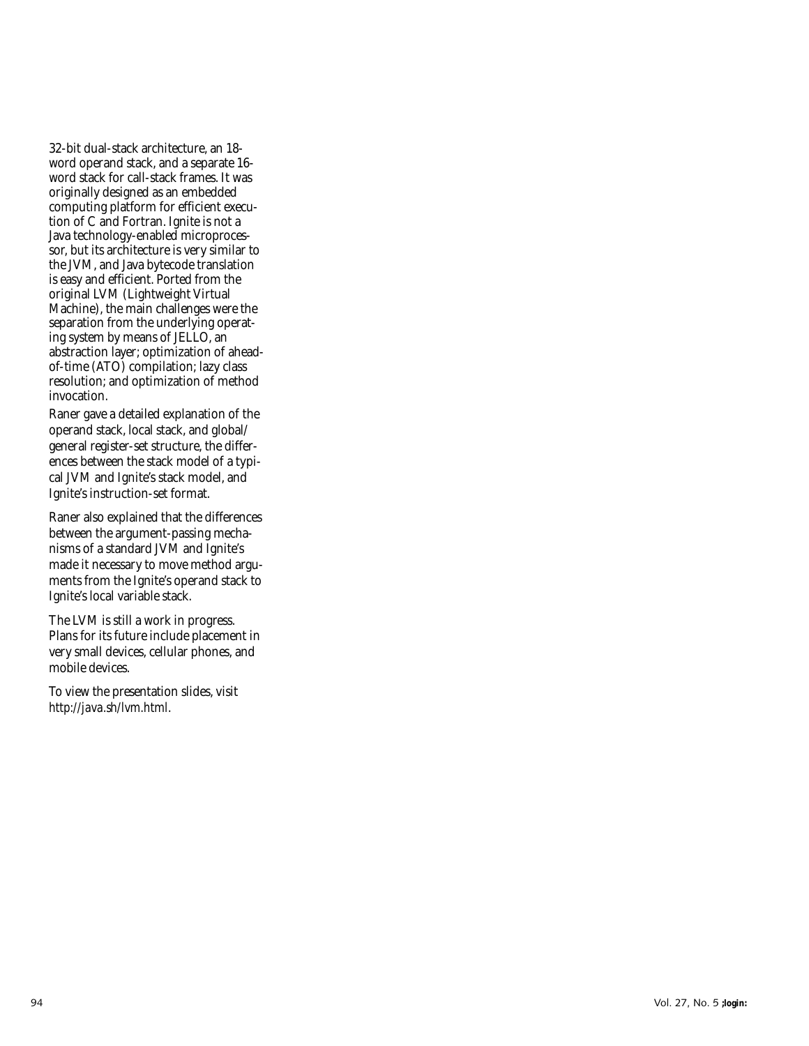32-bit dual-stack architecture, an 18-word operand stack, and a separate 16-word stack for call-stack frames. It was originally designed as an embedded computing platform for efficient execution of C and Fortran. Ignite is not a Java technology-enabled microprocessor, but its architecture is very similar to the JVM, and Java bytecode translation is easy and efficient. Ported from the original LVM (Lightweight Virtual Machine), the main challenges were the separation from the underlying operating system by means of JELLO, an abstraction layer; optimization of ahead-of-time (ATO) compilation; lazy class resolution; and optimization of method invocation.

Raner gave a detailed explanation of the operand stack, local stack, and global/general register-set structure, the differences between the stack model of a typical JVM and Ignite's stack model, and Ignite's instruction-set format.

Raner also explained that the differences between the argument-passing mechanisms of a standard JVM and Ignite's made it necessary to move method arguments from the Ignite's operand stack to Ignite's local variable stack.

The LVM is still a work in progress. Plans for its future include placement in very small devices, cellular phones, and mobile devices.

To view the presentation slides, visit *http://java.sh/lvm.html*.